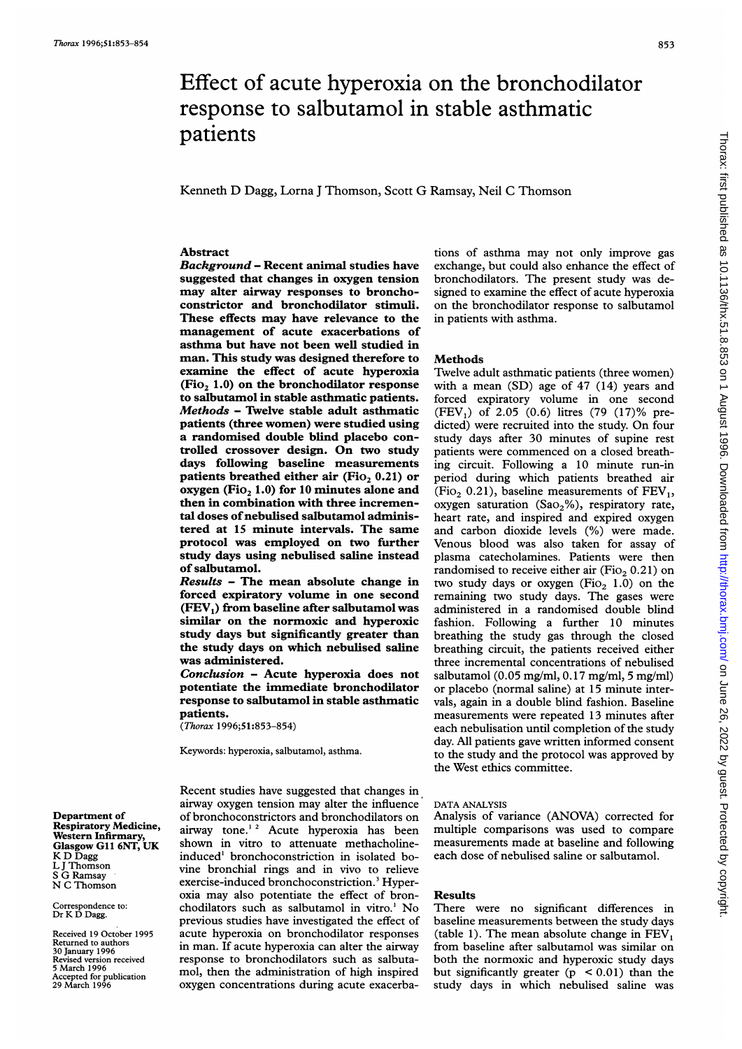# Effect of acute hyperoxia on the bronchodilator response to salbutamol in stable asthmatic patients

Kenneth D Dagg, Lorna J Thomson, Scott G Ramsay, Neil C Thomson

## Abstract

***Background*** – **Recent animal studies have suggested that changes in oxygen tension may alter airway responses to bronchoconstrictor and bronchodilator stimuli. These effects may have relevance to the management of acute exacerbations of asthma but have not been well studied in man. This study was designed therefore to examine the effect of acute hyperoxia ($Fio_2$ 1.0) on the bronchodilator response to salbutamol in stable asthmatic patients.**

***Methods*** – **Twelve stable adult asthmatic patients (three women) were studied using a randomised double blind placebo controlled crossover design. On two study days following baseline measurements patients breathed either air ($Fio_2$ 0.21) or oxygen ($Fio_2$ 1.0) for 10 minutes alone and then in combination with three incremental doses of nebulised salbutamol administered at 15 minute intervals. The same protocol was employed on two further study days using nebulised saline instead of salbutamol.**

***Results*** – **The mean absolute change in forced expiratory volume in one second ($FEV_1$) from baseline after salbutamol was similar on the normoxic and hyperoxic study days but significantly greater than the study days on which nebulised saline was administered.**

***Conclusion*** – **Acute hyperoxia does not potentiate the immediate bronchodilator response to salbutamol in stable asthmatic patients.**

(*Thorax* 1996;51:853–854)

Keywords: hyperoxia, salbutamol, asthma.

Recent studies have suggested that changes in airway oxygen tension may alter the influence of bronchoconstrictors and bronchodilators on airway tone.[1,2] Acute hyperoxia has been shown in vitro to attenuate methacholine-induced[1] bronchoconstriction in isolated bovine bronchial rings and in vivo to relieve exercise-induced bronchoconstriction.[3] Hyperoxia may also potentiate the effect of bronchodilators such as salbutamol in vitro.[1] No previous studies have investigated the effect of acute hyperoxia on bronchodilator responses in man. If acute hyperoxia can alter the airway response to bronchodilators such as salbutamol, then the administration of high inspired oxygen concentrations during acute exacerbations of asthma may not only improve gas exchange, but could also enhance the effect of bronchodilators. The present study was designed to examine the effect of acute hyperoxia on the bronchodilator response to salbutamol in patients with asthma.

## Methods

Twelve adult asthmatic patients (three women) with a mean (SD) age of 47 (14) years and forced expiratory volume in one second ($FEV_1$) of 2.05 (0.6) litres (79 (17)% predicted) were recruited into the study. On four study days after 30 minutes of supine rest patients were commenced on a closed breathing circuit. Following a 10 minute run-in period during which patients breathed air ($Fio_2$ 0.21), baseline measurements of $FEV_1$, oxygen saturation ($Sao_2$%), respiratory rate, heart rate, and inspired and expired oxygen and carbon dioxide levels (%) were made. Venous blood was also taken for assay of plasma catecholamines. Patients were then randomised to receive either air ($Fio_2$ 0.21) on two study days or oxygen ($Fio_2$ 1.0) on the remaining two study days. The gases were administered in a randomised double blind fashion. Following a further 10 minutes breathing the study gas through the closed breathing circuit, the patients received either three incremental concentrations of nebulised salbutamol (0.05 mg/ml, 0.17 mg/ml, 5 mg/ml) or placebo (normal saline) at 15 minute intervals, again in a double blind fashion. Baseline measurements were repeated 13 minutes after each nebulisation until completion of the study day. All patients gave written informed consent to the study and the protocol was approved by the West ethics committee.

### DATA ANALYSIS

Analysis of variance (ANOVA) corrected for multiple comparisons was used to compare measurements made at baseline and following each dose of nebulised saline or salbutamol.

## Results

There were no significant differences in baseline measurements between the study days (table 1). The mean absolute change in $FEV_1$ from baseline after salbutamol was similar on both the normoxic and hyperoxic study days but significantly greater ($p < 0.01$) than the study days in which nebulised saline was

Department of Respiratory Medicine, Western Infirmary, Glasgow G11 6NT, UK
K D Dagg
L J Thomson
S G Ramsay
N C Thomson

Correspondence to: Dr K D Dagg.

Received 19 October 1995
Returned to authors 30 January 1996
Revised version received 5 March 1996
Accepted for publication 29 March 1996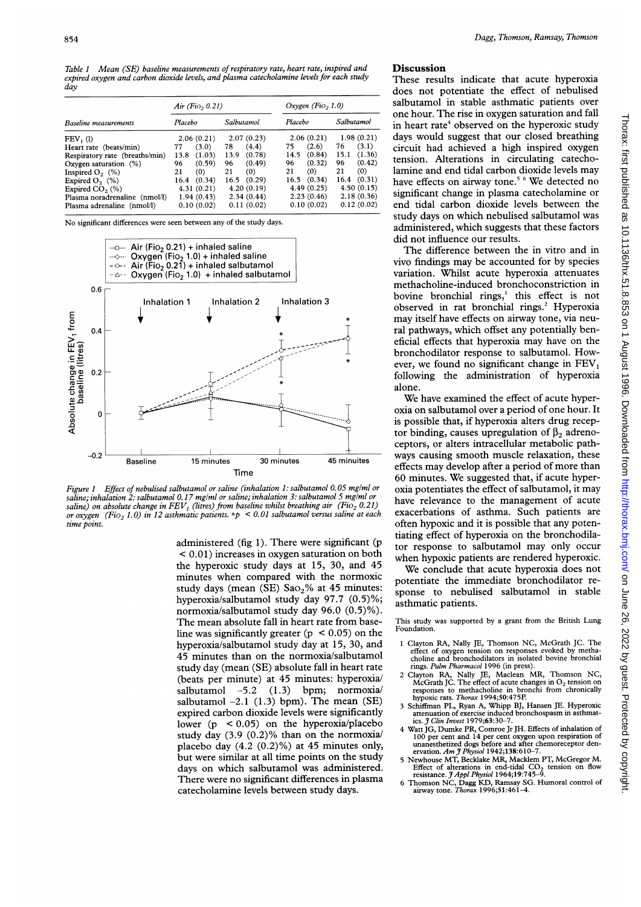*Table 1 Mean (SE) baseline measurements of respiratory rate, heart rate, inspired and expired oxygen and carbon dioxide levels, and plasma catecholamine levels for each study day*

| Baseline measurements | Air ($FiO_2$ 0.21) | | Oxygen ($FiO_2$ 1.0) | |
|---|---|---|---|---|
| | Placebo | Salbutamol | Placebo | Salbutamol |
| $FEV_1$ (l) | 2.06 (0.21) | 2.07 (0.23) | 2.06 (0.21) | 1.98 (0.21) |
| Heart rate (beats/min) | 77 (3.0) | 78 (4.4) | 75 (2.6) | 76 (3.1) |
| Respiratory rate (breaths/min) | 13.8 (1.03) | 13.9 (0.78) | 14.5 (0.84) | 15.1 (1.36) |
| Oxygen saturation (%) | 96 (0.59) | 96 (0.49) | 96 (0.32) | 96 (0.42) |
| Inspired $O_2$ (%) | 21 (0) | 21 (0) | 21 (0) | 21 (0) |
| Expired $O_2$ (%) | 16.4 (0.34) | 16.5 (0.29) | 16.5 (0.34) | 16.4 (0.31) |
| Expired $CO_2$ (%) | 4.31 (0.21) | 4.20 (0.19) | 4.49 (0.25) | 4.50 (0.15) |
| Plasma noradrenaline (nmol/l) | 1.94 (0.43) | 2.34 (0.44) | 2.23 (0.46) | 2.18 (0.36) |
| Plasma adrenaline (nmol/l) | 0.10 (0.02) | 0.11 (0.02) | 0.10 (0.02) | 0.12 (0.02) |

No significant differences were seen between any of the study days.

Air ($FiO_2$ 0.21) + inhaled saline
Oxygen ($FiO_2$ 1.0) + inhaled saline
Air ($FiO_2$ 0.21) + inhaled salbutamol
Oxygen ($FiO_2$ 1.0) + inhaled salbutamol

Inhalation 1
Inhalation 2
Inhalation 3

Absolute change in $FEV_1$ from baseline (litres)

0.6
0.4
0.2
0
−0.2

Baseline
15 minutes
30 minutes
45 minutes

Time

*Figure 1 Effect of nebulised salbutamol or saline (inhalation 1: salbutamol 0.05 mg/ml or saline; inhalation 2: salbutamol 0.17 mg/ml or saline; inhalation 3: salbutamol 5 mg/ml or saline) on absolute change in $FEV_1$ (litres) from baseline whilst breathing air ($FiO_2$ 0.21) or oxygen ($FiO_2$ 1.0) in 12 asthmatic patients. * $p < 0.01$ salbutamol versus saline at each time point.*

administered (fig 1). There were significant ($p < 0.01$) increases in oxygen saturation on both the hyperoxic study days at 15, 30, and 45 minutes when compared with the normoxic study days (mean (SE) $SaO_2$% at 45 minutes: hyperoxia/salbutamol study day 97.7 (0.5)%; normoxia/salbutamol study day 96.0 (0.5)%). The mean absolute fall in heart rate from baseline was significantly greater ($p < 0.05$) on the hyperoxia/salbutamol study day at 15, 30, and 45 minutes than on the normoxia/salbutamol study day (mean (SE) absolute fall in heart rate (beats per minute) at 45 minutes: hyperoxia/salbutamol −5.2 (1.3) bpm; normoxia/salbutamol −2.1 (1.3) bpm). The mean (SE) expired carbon dioxide levels were significantly lower ($p < 0.05$) on the hyperoxia/placebo study day (3.9 (0.2)% than on the normoxia/placebo day (4.2 (0.2)%) at 45 minutes only, but were similar at all time points on the study days on which salbutamol was administered. There were no significant differences in plasma catecholamine levels between study days.

## Discussion

These results indicate that acute hyperoxia does not potentiate the effect of nebulised salbutamol in stable asthmatic patients over one hour. The rise in oxygen saturation and fall in heart rate[4] observed on the hyperoxic study days would suggest that our closed breathing circuit had achieved a high inspired oxygen tension. Alterations in circulating catecholamine and end tidal carbon dioxide levels may have effects on airway tone.[5,6] We detected no significant change in plasma catecholamine or end tidal carbon dioxide levels between the study days on which nebulised salbutamol was administered, which suggests that these factors did not influence our results.

The difference between the in vitro and in vivo findings may be accounted for by species variation. Whilst acute hyperoxia attenuates methacholine-induced bronchoconstriction in bovine bronchial rings,[1] this effect is not observed in rat bronchial rings.[2] Hyperoxia may itself have effects on airway tone, via neural pathways, which offset any potentially beneficial effects that hyperoxia may have on the bronchodilator response to salbutamol. However, we found no significant change in $FEV_1$ following the administration of hyperoxia alone.

We have examined the effect of acute hyperoxia on salbutamol over a period of one hour. It is possible that, if hyperoxia alters drug receptor binding, causes upregulation of $\beta_2$ adrenoceptors, or alters intracellular metabolic pathways causing smooth muscle relaxation, these effects may develop after a period of more than 60 minutes. We suggested that, if acute hyperoxia potentiates the effect of salbutamol, it may have relevance to the management of acute exacerbations of asthma. Such patients are often hypoxic and it is possible that any potentiating effect of hyperoxia on the bronchodilator response to salbutamol may only occur when hypoxic patients are rendered hyperoxic.

We conclude that acute hyperoxia does not potentiate the immediate bronchodilator response to nebulised salbutamol in stable asthmatic patients.

This study was supported by a grant from the British Lung Foundation.

1 Clayton RA, Nally JE, Thomson NC, McGrath JC. The effect of oxygen tension on responses evoked by methacholine and bronchodilators in isolated bovine bronchial rings. *Pulm Pharmacol* 1996 (in press).
2 Clayton RA, Nally JE, Maclean MR, Thomson NC, McGrath JC. The effect of acute changes in $O_2$ tension on responses to methacholine in bronchi from chronically hypoxic rats. *Thorax* 1994;50:475P.
3 Schiffman PL, Ryan A, Whipp BJ, Hansen JE. Hyperoxic attenuation of exercise induced bronchospasm in asthmatics. *J Clin Invest* 1979;63:30–7.
4 Watt JG, Dumke PR, Comroe Jr JH. Effects of inhalation of 100 per cent and 14 per cent oxygen upon respiration of unanesthetized dogs before and after chemoreceptor denervation. *Am J Physiol* 1942;138:610–7.
5 Newhouse MT, Becklake MR, Macklem PT, McGregor M. Effect of alterations in end-tidal $CO_2$ tension on flow resistance. *J Appl Physiol* 1964;19:745–9.
6 Thomson NC, Dagg KD, Ramsay SG. Humoral control of airway tone. *Thorax* 1996;51:461–4.